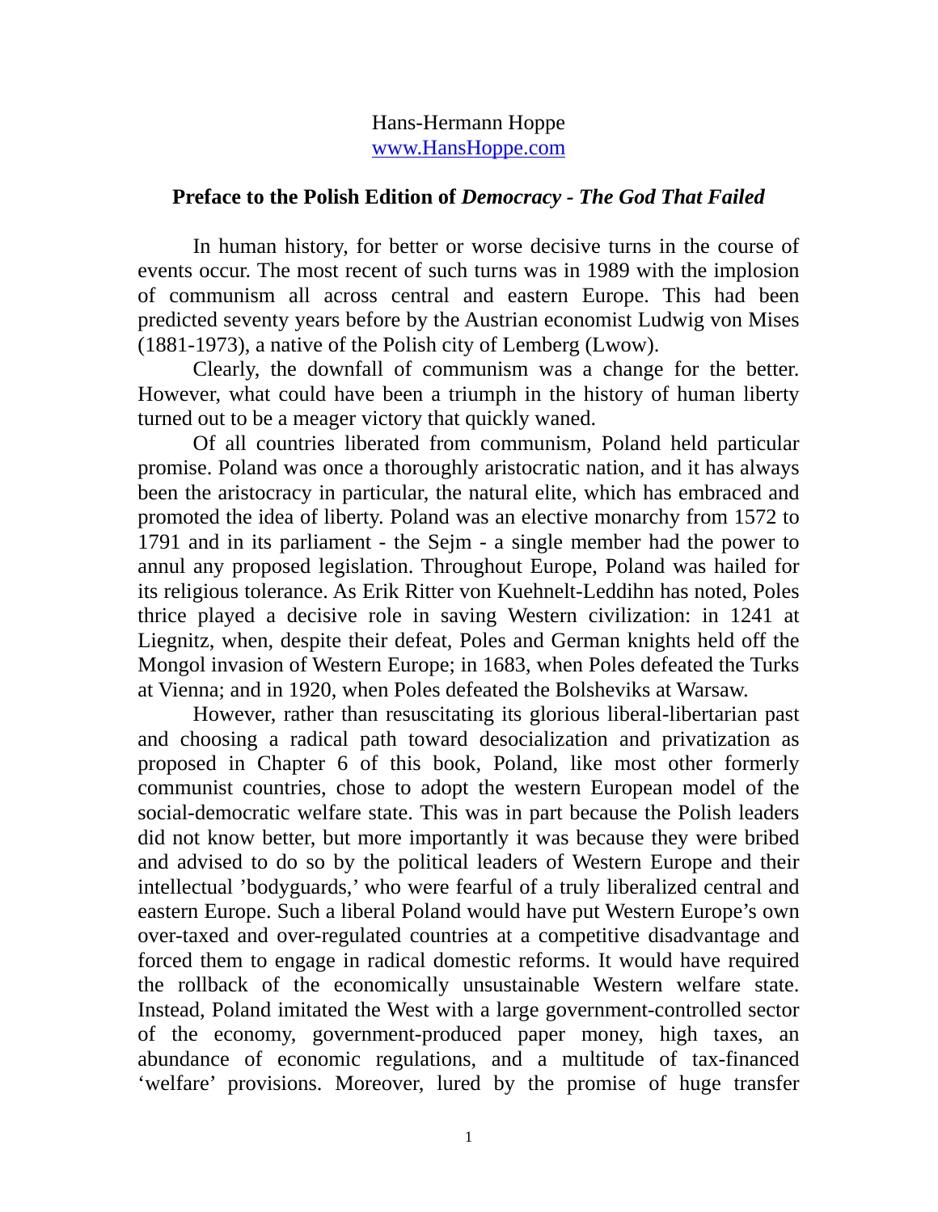Hans-Hermann Hoppe
[www.HansHoppe.com](http://www.HansHoppe.com)

## Preface to the Polish Edition of *Democracy - The God That Failed*

In human history, for better or worse decisive turns in the course of events occur. The most recent of such turns was in 1989 with the implosion of communism all across central and eastern Europe. This had been predicted seventy years before by the Austrian economist Ludwig von Mises (1881-1973), a native of the Polish city of Lemberg (Lwow).

Clearly, the downfall of communism was a change for the better. However, what could have been a triumph in the history of human liberty turned out to be a meager victory that quickly waned.

Of all countries liberated from communism, Poland held particular promise. Poland was once a thoroughly aristocratic nation, and it has always been the aristocracy in particular, the natural elite, which has embraced and promoted the idea of liberty. Poland was an elective monarchy from 1572 to 1791 and in its parliament - the Sejm - a single member had the power to annul any proposed legislation. Throughout Europe, Poland was hailed for its religious tolerance. As Erik Ritter von Kuehnelt-Leddihn has noted, Poles thrice played a decisive role in saving Western civilization: in 1241 at Liegnitz, when, despite their defeat, Poles and German knights held off the Mongol invasion of Western Europe; in 1683, when Poles defeated the Turks at Vienna; and in 1920, when Poles defeated the Bolsheviks at Warsaw.

However, rather than resuscitating its glorious liberal-libertarian past and choosing a radical path toward desocialization and privatization as proposed in Chapter 6 of this book, Poland, like most other formerly communist countries, chose to adopt the western European model of the social-democratic welfare state. This was in part because the Polish leaders did not know better, but more importantly it was because they were bribed and advised to do so by the political leaders of Western Europe and their intellectual 'bodyguards,' who were fearful of a truly liberalized central and eastern Europe. Such a liberal Poland would have put Western Europe's own over-taxed and over-regulated countries at a competitive disadvantage and forced them to engage in radical domestic reforms. It would have required the rollback of the economically unsustainable Western welfare state. Instead, Poland imitated the West with a large government-controlled sector of the economy, government-produced paper money, high taxes, an abundance of economic regulations, and a multitude of tax-financed 'welfare' provisions. Moreover, lured by the promise of huge transfer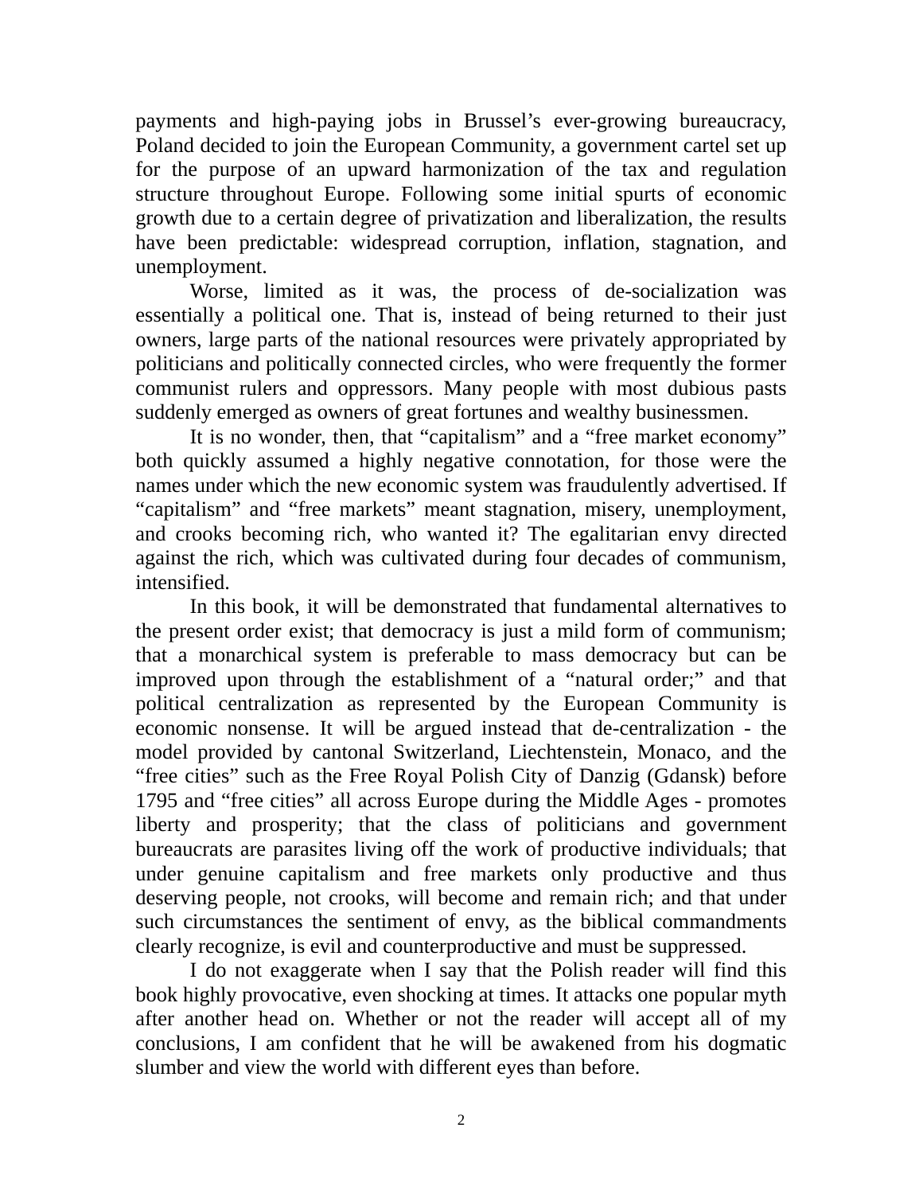payments and high-paying jobs in Brussel's ever-growing bureaucracy, Poland decided to join the European Community, a government cartel set up for the purpose of an upward harmonization of the tax and regulation structure throughout Europe. Following some initial spurts of economic growth due to a certain degree of privatization and liberalization, the results have been predictable: widespread corruption, inflation, stagnation, and unemployment.

Worse, limited as it was, the process of de-socialization was essentially a political one. That is, instead of being returned to their just owners, large parts of the national resources were privately appropriated by politicians and politically connected circles, who were frequently the former communist rulers and oppressors. Many people with most dubious pasts suddenly emerged as owners of great fortunes and wealthy businessmen.

It is no wonder, then, that "capitalism" and a "free market economy" both quickly assumed a highly negative connotation, for those were the names under which the new economic system was fraudulently advertised. If "capitalism" and "free markets" meant stagnation, misery, unemployment, and crooks becoming rich, who wanted it? The egalitarian envy directed against the rich, which was cultivated during four decades of communism, intensified.

In this book, it will be demonstrated that fundamental alternatives to the present order exist; that democracy is just a mild form of communism; that a monarchical system is preferable to mass democracy but can be improved upon through the establishment of a "natural order;" and that political centralization as represented by the European Community is economic nonsense. It will be argued instead that de-centralization - the model provided by cantonal Switzerland, Liechtenstein, Monaco, and the "free cities" such as the Free Royal Polish City of Danzig (Gdansk) before 1795 and "free cities" all across Europe during the Middle Ages - promotes liberty and prosperity; that the class of politicians and government bureaucrats are parasites living off the work of productive individuals; that under genuine capitalism and free markets only productive and thus deserving people, not crooks, will become and remain rich; and that under such circumstances the sentiment of envy, as the biblical commandments clearly recognize, is evil and counterproductive and must be suppressed.

I do not exaggerate when I say that the Polish reader will find this book highly provocative, even shocking at times. It attacks one popular myth after another head on. Whether or not the reader will accept all of my conclusions, I am confident that he will be awakened from his dogmatic slumber and view the world with different eyes than before.